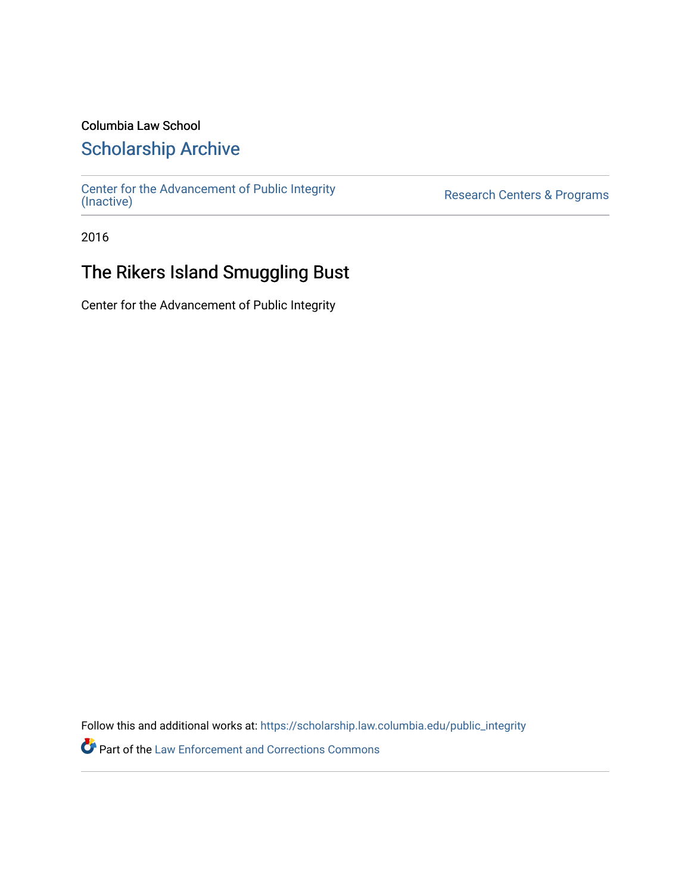Columbia Law School

## Scholarship Archive

Center for the Advancement of Public Integrity (Inactive)

Research Centers & Programs

2016

# The Rikers Island Smuggling Bust

Center for the Advancement of Public Integrity

Follow this and additional works at: https://scholarship.law.columbia.edu/public_integrity

Part of the Law Enforcement and Corrections Commons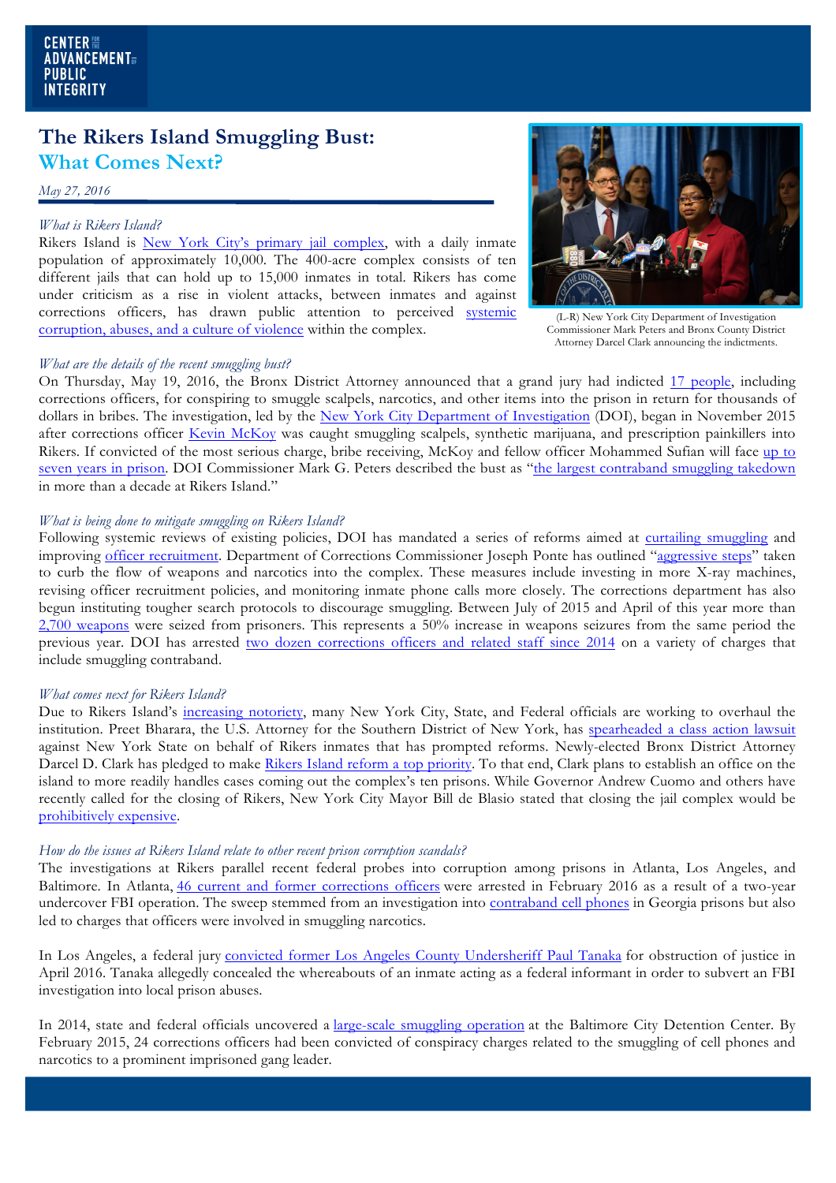# The Rikers Island Smuggling Bust:
## What Comes Next?

*May 27, 2016*

*What is Rikers Island?*

Rikers Island is New York City's primary jail complex, with a daily inmate population of approximately 10,000. The 400-acre complex consists of ten different jails that can hold up to 15,000 inmates in total. Rikers has come under criticism as a rise in violent attacks, between inmates and against corrections officers, has drawn public attention to perceived systemic corruption, abuses, and a culture of violence within the complex.

(L-R) New York City Department of Investigation Commissioner Mark Peters and Bronx County District Attorney Darcel Clark announcing the indictments.

*What are the details of the recent smuggling bust?*

On Thursday, May 19, 2016, the Bronx District Attorney announced that a grand jury had indicted 17 people, including corrections officers, for conspiring to smuggle scalpels, narcotics, and other items into the prison in return for thousands of dollars in bribes. The investigation, led by the New York City Department of Investigation (DOI), began in November 2015 after corrections officer Kevin McKoy was caught smuggling scalpels, synthetic marijuana, and prescription painkillers into Rikers. If convicted of the most serious charge, bribe receiving, McKoy and fellow officer Mohammed Sufian will face up to seven years in prison. DOI Commissioner Mark G. Peters described the bust as "the largest contraband smuggling takedown in more than a decade at Rikers Island."

*What is being done to mitigate smuggling on Rikers Island?*

Following systemic reviews of existing policies, DOI has mandated a series of reforms aimed at curtailing smuggling and improving officer recruitment. Department of Corrections Commissioner Joseph Ponte has outlined "aggressive steps" taken to curb the flow of weapons and narcotics into the complex. These measures include investing in more X-ray machines, revising officer recruitment policies, and monitoring inmate phone calls more closely. The corrections department has also begun instituting tougher search protocols to discourage smuggling. Between July of 2015 and April of this year more than 2,700 weapons were seized from prisoners. This represents a 50% increase in weapons seizures from the same period the previous year. DOI has arrested two dozen corrections officers and related staff since 2014 on a variety of charges that include smuggling contraband.

*What comes next for Rikers Island?*

Due to Rikers Island's increasing notoriety, many New York City, State, and Federal officials are working to overhaul the institution. Preet Bharara, the U.S. Attorney for the Southern District of New York, has spearheaded a class action lawsuit against New York State on behalf of Rikers inmates that has prompted reforms. Newly-elected Bronx District Attorney Darcel D. Clark has pledged to make Rikers Island reform a top priority. To that end, Clark plans to establish an office on the island to more readily handles cases coming out the complex's ten prisons. While Governor Andrew Cuomo and others have recently called for the closing of Rikers, New York City Mayor Bill de Blasio stated that closing the jail complex would be prohibitively expensive.

*How do the issues at Rikers Island relate to other recent prison corruption scandals?*

The investigations at Rikers parallel recent federal probes into corruption among prisons in Atlanta, Los Angeles, and Baltimore. In Atlanta, 46 current and former corrections officers were arrested in February 2016 as a result of a two-year undercover FBI operation. The sweep stemmed from an investigation into contraband cell phones in Georgia prisons but also led to charges that officers were involved in smuggling narcotics.

In Los Angeles, a federal jury convicted former Los Angeles County Undersheriff Paul Tanaka for obstruction of justice in April 2016. Tanaka allegedly concealed the whereabouts of an inmate acting as a federal informant in order to subvert an FBI investigation into local prison abuses.

In 2014, state and federal officials uncovered a large-scale smuggling operation at the Baltimore City Detention Center. By February 2015, 24 corrections officers had been convicted of conspiracy charges related to the smuggling of cell phones and narcotics to a prominent imprisoned gang leader.